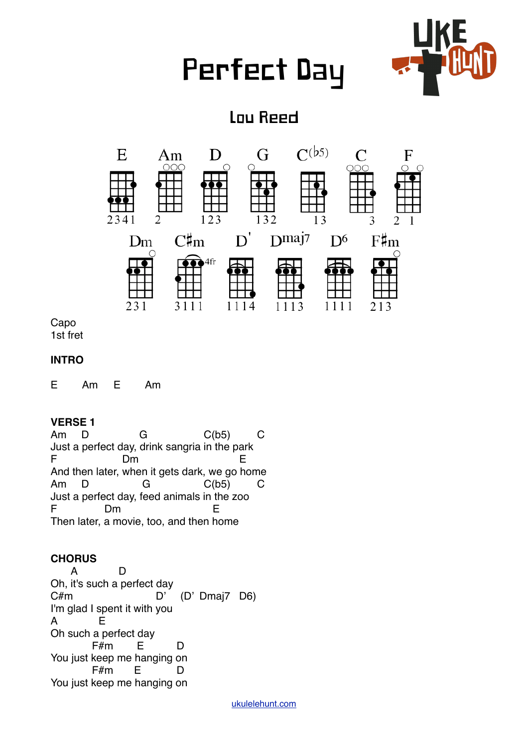# Perfect Day

## Lou Reed

E Am D G C(b5) C F
2341 2 123 132 13 3 2 1

Dm C#m D' Dmaj7 D6 F#m
231 3111 (4fr) 1114 1113 1111 213

Capo
1st fret

**INTRO**

```
E      Am     E       Am
```

**VERSE 1**

```
Am     D                G                  C(b5)        C
Just a perfect day, drink sangria in the park
F                    Dm                          E
And then later, when it gets dark, we go home
Am     D                 G                 C(b5)        C
Just a perfect day, feed animals in the zoo
F              Dm                          E
Then later, a movie, too, and then home
```

**CHORUS**

```
      A            D
Oh, it's such a perfect day
C#m                         D'     (D'  Dmaj7   D6)
I'm glad I spent it with you
A            E
Oh such a perfect day
             F#m        E          D
You just keep me hanging on
             F#m        E          D
You just keep me hanging on
```

ukulelehunt.com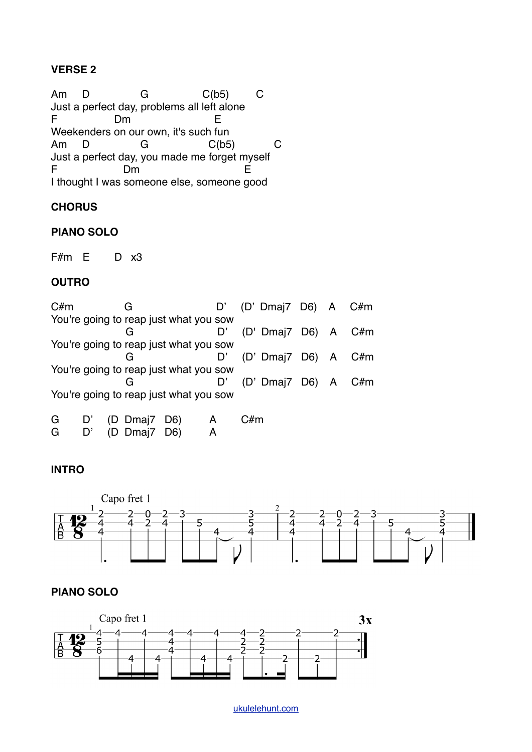**VERSE 2**

```
Am     D                G                 C(b5)         C
Just a perfect day, problems all left alone
F                  Dm                           E
Weekenders on our own, it's such fun
Am     D               G                 C(b5)            C
Just a perfect day, you made me forget myself
F                     Dm                           E
I thought I was someone else, someone good
```

**CHORUS**

**PIANO SOLO**

```
F#m   E       D   x3
```

**OUTRO**

```
C#m               G                             D'    (D' Dmaj7   D6)    A    C#m
You're going to reap just what you sow
                  G                             D'    (D' Dmaj7   D6)    A    C#m
You're going to reap just what you sow
                  G                             D'    (D' Dmaj7   D6)    A    C#m
You're going to reap just what you sow
                  G                             D'    (D' Dmaj7   D6)    A    C#m
You're going to reap just what you sow

G       D'    (D  Dmaj7   D6)        A       C#m
G       D'    (D  Dmaj7   D6)        A
```

**INTRO**

Capo fret 1

**PIANO SOLO**

Capo fret 1

3x

ukulelehunt.com